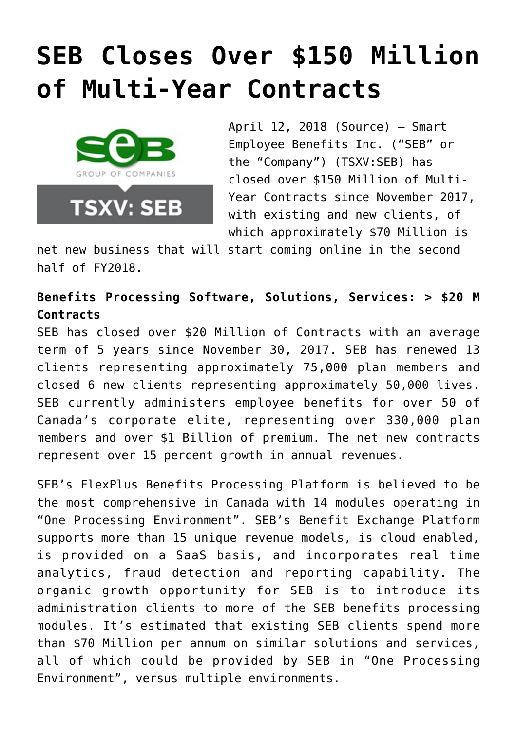# SEB Closes Over $150 Million of Multi-Year Contracts

April 12, 2018 (Source) — Smart Employee Benefits Inc. ("SEB" or the "Company") (TSXV:SEB) has closed over $150 Million of Multi-Year Contracts since November 2017, with existing and new clients, of which approximately $70 Million is net new business that will start coming online in the second half of FY2018.

**Benefits Processing Software, Solutions, Services: > $20 M Contracts**

SEB has closed over $20 Million of Contracts with an average term of 5 years since November 30, 2017. SEB has renewed 13 clients representing approximately 75,000 plan members and closed 6 new clients representing approximately 50,000 lives. SEB currently administers employee benefits for over 50 of Canada's corporate elite, representing over 330,000 plan members and over $1 Billion of premium. The net new contracts represent over 15 percent growth in annual revenues.

SEB's FlexPlus Benefits Processing Platform is believed to be the most comprehensive in Canada with 14 modules operating in "One Processing Environment". SEB's Benefit Exchange Platform supports more than 15 unique revenue models, is cloud enabled, is provided on a SaaS basis, and incorporates real time analytics, fraud detection and reporting capability. The organic growth opportunity for SEB is to introduce its administration clients to more of the SEB benefits processing modules. It's estimated that existing SEB clients spend more than $70 Million per annum on similar solutions and services, all of which could be provided by SEB in "One Processing Environment", versus multiple environments.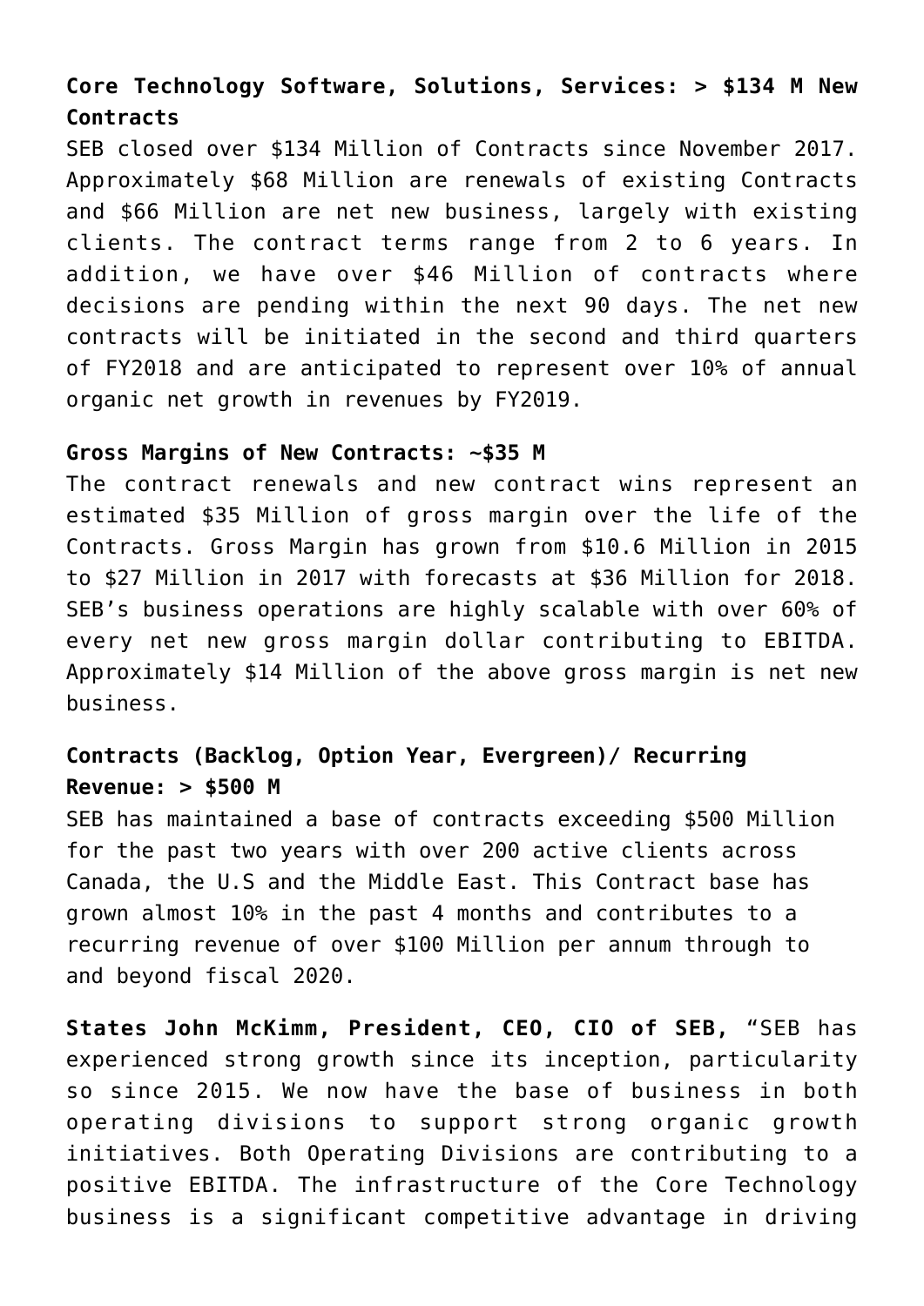**Core Technology Software, Solutions, Services: > $134 M New Contracts**

SEB closed over $134 Million of Contracts since November 2017. Approximately $68 Million are renewals of existing Contracts and $66 Million are net new business, largely with existing clients. The contract terms range from 2 to 6 years. In addition, we have over $46 Million of contracts where decisions are pending within the next 90 days. The net new contracts will be initiated in the second and third quarters of FY2018 and are anticipated to represent over 10% of annual organic net growth in revenues by FY2019.

**Gross Margins of New Contracts: ~$35 M**

The contract renewals and new contract wins represent an estimated $35 Million of gross margin over the life of the Contracts. Gross Margin has grown from $10.6 Million in 2015 to $27 Million in 2017 with forecasts at $36 Million for 2018. SEB's business operations are highly scalable with over 60% of every net new gross margin dollar contributing to EBITDA. Approximately $14 Million of the above gross margin is net new business.

**Contracts (Backlog, Option Year, Evergreen)/ Recurring Revenue: > $500 M**

SEB has maintained a base of contracts exceeding $500 Million for the past two years with over 200 active clients across Canada, the U.S and the Middle East. This Contract base has grown almost 10% in the past 4 months and contributes to a recurring revenue of over $100 Million per annum through to and beyond fiscal 2020.

**States John McKimm, President, CEO, CIO of SEB,** "SEB has experienced strong growth since its inception, particularity so since 2015. We now have the base of business in both operating divisions to support strong organic growth initiatives. Both Operating Divisions are contributing to a positive EBITDA. The infrastructure of the Core Technology business is a significant competitive advantage in driving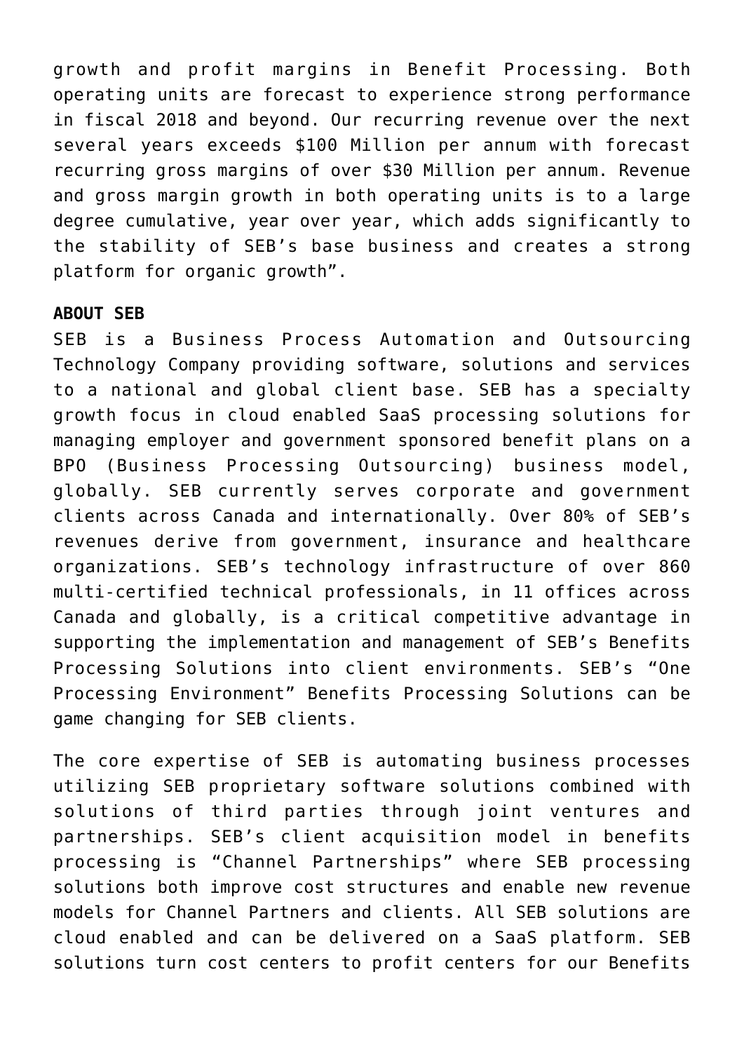growth and profit margins in Benefit Processing. Both operating units are forecast to experience strong performance in fiscal 2018 and beyond. Our recurring revenue over the next several years exceeds $100 Million per annum with forecast recurring gross margins of over $30 Million per annum. Revenue and gross margin growth in both operating units is to a large degree cumulative, year over year, which adds significantly to the stability of SEB's base business and creates a strong platform for organic growth".

**ABOUT SEB**

SEB is a Business Process Automation and Outsourcing Technology Company providing software, solutions and services to a national and global client base. SEB has a specialty growth focus in cloud enabled SaaS processing solutions for managing employer and government sponsored benefit plans on a BPO (Business Processing Outsourcing) business model, globally. SEB currently serves corporate and government clients across Canada and internationally. Over 80% of SEB's revenues derive from government, insurance and healthcare organizations. SEB's technology infrastructure of over 860 multi-certified technical professionals, in 11 offices across Canada and globally, is a critical competitive advantage in supporting the implementation and management of SEB's Benefits Processing Solutions into client environments. SEB's "One Processing Environment" Benefits Processing Solutions can be game changing for SEB clients.

The core expertise of SEB is automating business processes utilizing SEB proprietary software solutions combined with solutions of third parties through joint ventures and partnerships. SEB's client acquisition model in benefits processing is "Channel Partnerships" where SEB processing solutions both improve cost structures and enable new revenue models for Channel Partners and clients. All SEB solutions are cloud enabled and can be delivered on a SaaS platform. SEB solutions turn cost centers to profit centers for our Benefits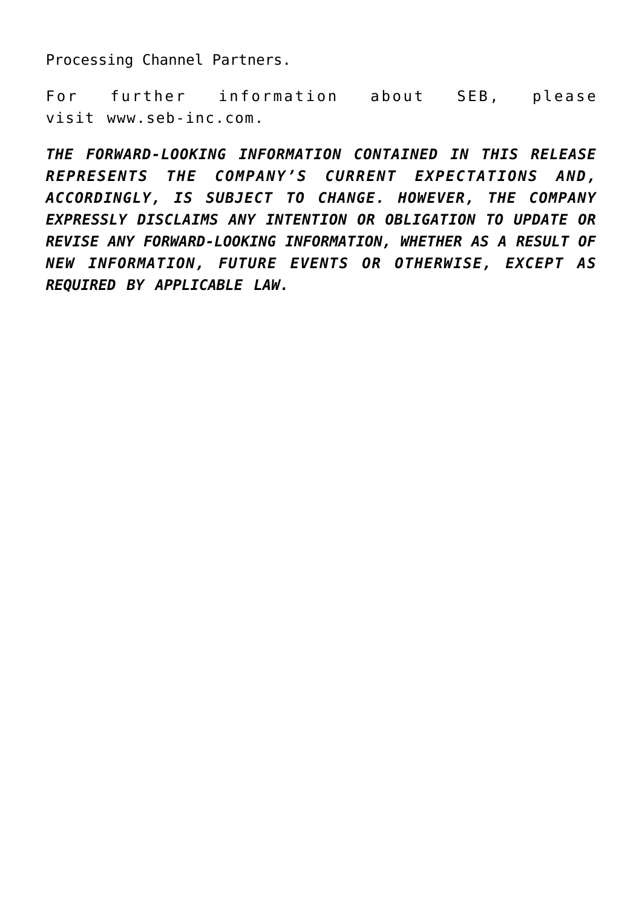Processing Channel Partners.

For further information about SEB, please visit www.seb-inc.com.

***THE FORWARD-LOOKING INFORMATION CONTAINED IN THIS RELEASE REPRESENTS THE COMPANY'S CURRENT EXPECTATIONS AND, ACCORDINGLY, IS SUBJECT TO CHANGE. HOWEVER, THE COMPANY EXPRESSLY DISCLAIMS ANY INTENTION OR OBLIGATION TO UPDATE OR REVISE ANY FORWARD-LOOKING INFORMATION, WHETHER AS A RESULT OF NEW INFORMATION, FUTURE EVENTS OR OTHERWISE, EXCEPT AS REQUIRED BY APPLICABLE LAW.***